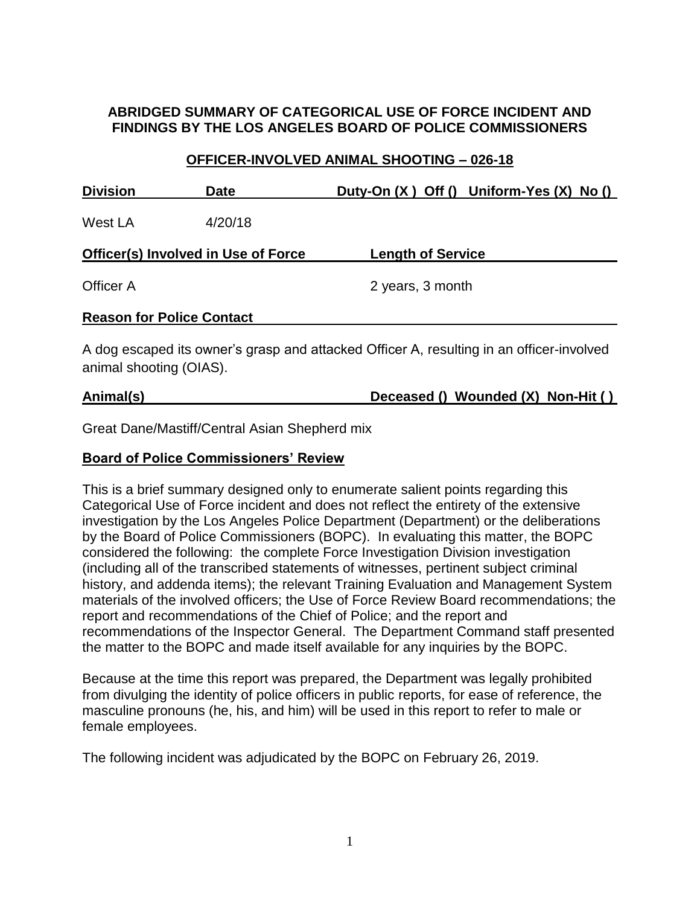**ABRIDGED SUMMARY OF CATEGORICAL USE OF FORCE INCIDENT AND FINDINGS BY THE LOS ANGELES BOARD OF POLICE COMMISSIONERS**

**OFFICER-INVOLVED ANIMAL SHOOTING – 026-18**

| Division | Date | Duty-On (X ) Off () Uniform-Yes (X) No () |
|---|---|---|
| West LA | 4/20/18 | |

| Officer(s) Involved in Use of Force | Length of Service |
|---|---|
| Officer A | 2 years, 3 month |

**Reason for Police Contact**

A dog escaped its owner's grasp and attacked Officer A, resulting in an officer-involved animal shooting (OIAS).

| Animal(s) | Deceased () Wounded (X) Non-Hit ( ) |
|---|---|
| Great Dane/Mastiff/Central Asian Shepherd mix | |

**Board of Police Commissioners' Review**

This is a brief summary designed only to enumerate salient points regarding this Categorical Use of Force incident and does not reflect the entirety of the extensive investigation by the Los Angeles Police Department (Department) or the deliberations by the Board of Police Commissioners (BOPC). In evaluating this matter, the BOPC considered the following: the complete Force Investigation Division investigation (including all of the transcribed statements of witnesses, pertinent subject criminal history, and addenda items); the relevant Training Evaluation and Management System materials of the involved officers; the Use of Force Review Board recommendations; the report and recommendations of the Chief of Police; and the report and recommendations of the Inspector General. The Department Command staff presented the matter to the BOPC and made itself available for any inquiries by the BOPC.

Because at the time this report was prepared, the Department was legally prohibited from divulging the identity of police officers in public reports, for ease of reference, the masculine pronouns (he, his, and him) will be used in this report to refer to male or female employees.

The following incident was adjudicated by the BOPC on February 26, 2019.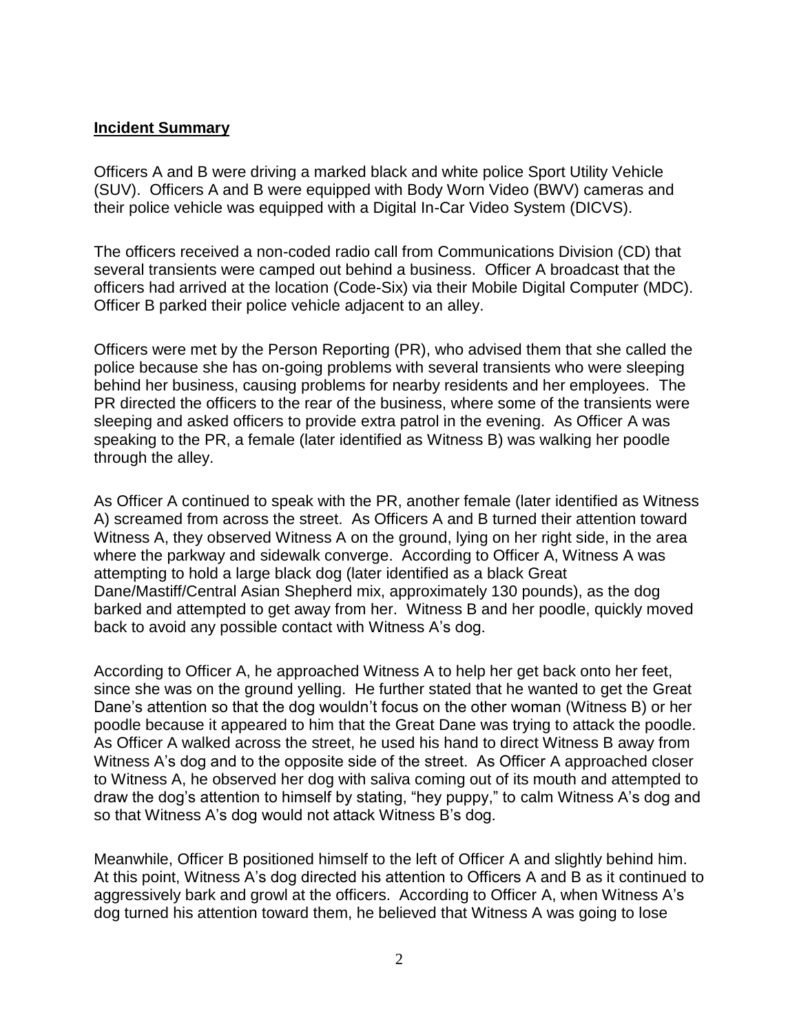## **Incident Summary**

Officers A and B were driving a marked black and white police Sport Utility Vehicle (SUV). Officers A and B were equipped with Body Worn Video (BWV) cameras and their police vehicle was equipped with a Digital In-Car Video System (DICVS).

The officers received a non-coded radio call from Communications Division (CD) that several transients were camped out behind a business. Officer A broadcast that the officers had arrived at the location (Code-Six) via their Mobile Digital Computer (MDC). Officer B parked their police vehicle adjacent to an alley.

Officers were met by the Person Reporting (PR), who advised them that she called the police because she has on-going problems with several transients who were sleeping behind her business, causing problems for nearby residents and her employees. The PR directed the officers to the rear of the business, where some of the transients were sleeping and asked officers to provide extra patrol in the evening. As Officer A was speaking to the PR, a female (later identified as Witness B) was walking her poodle through the alley.

As Officer A continued to speak with the PR, another female (later identified as Witness A) screamed from across the street. As Officers A and B turned their attention toward Witness A, they observed Witness A on the ground, lying on her right side, in the area where the parkway and sidewalk converge. According to Officer A, Witness A was attempting to hold a large black dog (later identified as a black Great Dane/Mastiff/Central Asian Shepherd mix, approximately 130 pounds), as the dog barked and attempted to get away from her. Witness B and her poodle, quickly moved back to avoid any possible contact with Witness A's dog.

According to Officer A, he approached Witness A to help her get back onto her feet, since she was on the ground yelling. He further stated that he wanted to get the Great Dane's attention so that the dog wouldn't focus on the other woman (Witness B) or her poodle because it appeared to him that the Great Dane was trying to attack the poodle. As Officer A walked across the street, he used his hand to direct Witness B away from Witness A's dog and to the opposite side of the street. As Officer A approached closer to Witness A, he observed her dog with saliva coming out of its mouth and attempted to draw the dog's attention to himself by stating, "hey puppy," to calm Witness A's dog and so that Witness A's dog would not attack Witness B's dog.

Meanwhile, Officer B positioned himself to the left of Officer A and slightly behind him. At this point, Witness A's dog directed his attention to Officers A and B as it continued to aggressively bark and growl at the officers. According to Officer A, when Witness A's dog turned his attention toward them, he believed that Witness A was going to lose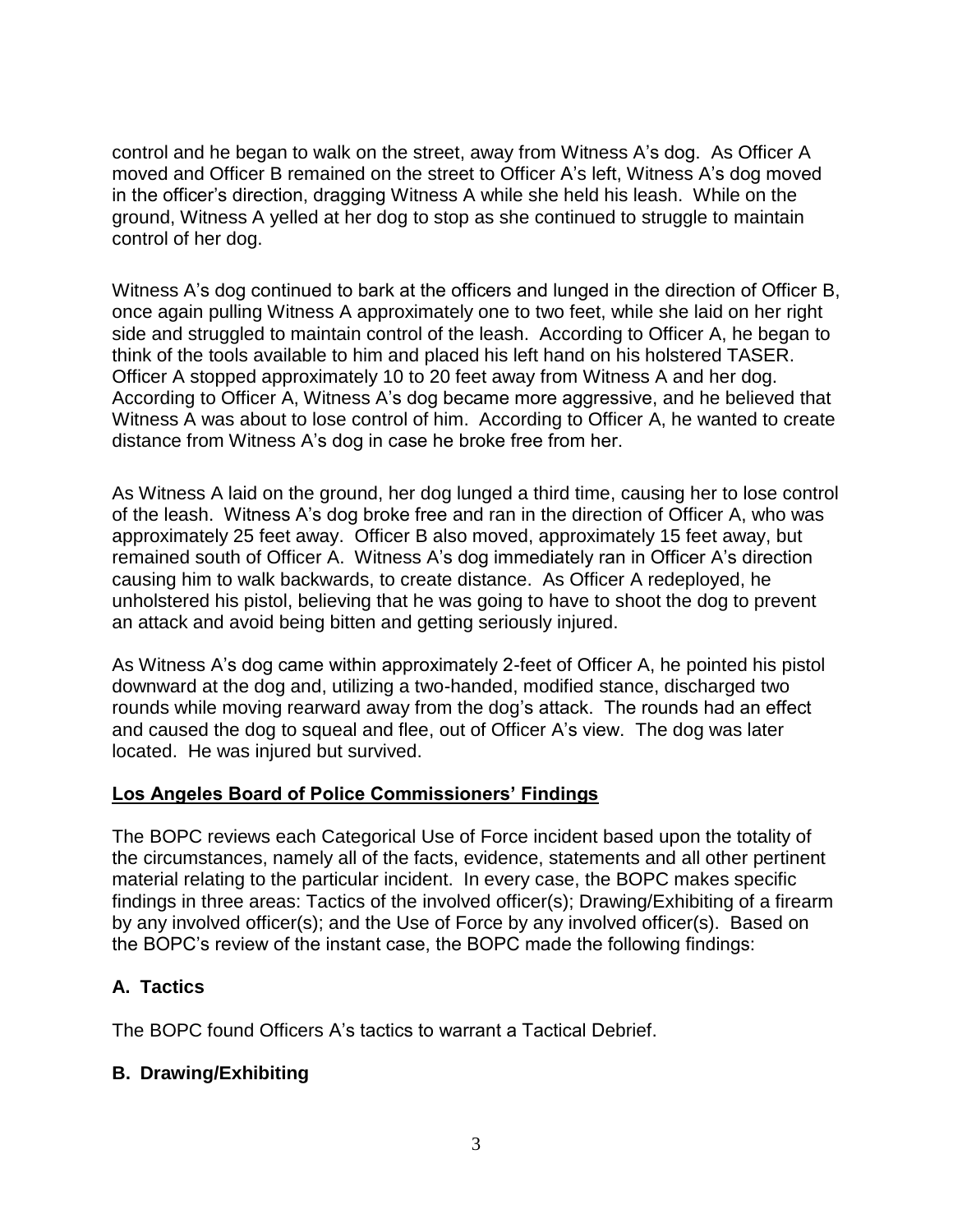control and he began to walk on the street, away from Witness A's dog. As Officer A moved and Officer B remained on the street to Officer A's left, Witness A's dog moved in the officer's direction, dragging Witness A while she held his leash. While on the ground, Witness A yelled at her dog to stop as she continued to struggle to maintain control of her dog.

Witness A's dog continued to bark at the officers and lunged in the direction of Officer B, once again pulling Witness A approximately one to two feet, while she laid on her right side and struggled to maintain control of the leash. According to Officer A, he began to think of the tools available to him and placed his left hand on his holstered TASER. Officer A stopped approximately 10 to 20 feet away from Witness A and her dog. According to Officer A, Witness A's dog became more aggressive, and he believed that Witness A was about to lose control of him. According to Officer A, he wanted to create distance from Witness A's dog in case he broke free from her.

As Witness A laid on the ground, her dog lunged a third time, causing her to lose control of the leash. Witness A's dog broke free and ran in the direction of Officer A, who was approximately 25 feet away. Officer B also moved, approximately 15 feet away, but remained south of Officer A. Witness A's dog immediately ran in Officer A's direction causing him to walk backwards, to create distance. As Officer A redeployed, he unholstered his pistol, believing that he was going to have to shoot the dog to prevent an attack and avoid being bitten and getting seriously injured.

As Witness A's dog came within approximately 2-feet of Officer A, he pointed his pistol downward at the dog and, utilizing a two-handed, modified stance, discharged two rounds while moving rearward away from the dog's attack. The rounds had an effect and caused the dog to squeal and flee, out of Officer A's view. The dog was later located. He was injured but survived.

## Los Angeles Board of Police Commissioners' Findings

The BOPC reviews each Categorical Use of Force incident based upon the totality of the circumstances, namely all of the facts, evidence, statements and all other pertinent material relating to the particular incident. In every case, the BOPC makes specific findings in three areas: Tactics of the involved officer(s); Drawing/Exhibiting of a firearm by any involved officer(s); and the Use of Force by any involved officer(s). Based on the BOPC's review of the instant case, the BOPC made the following findings:

### A. Tactics

The BOPC found Officers A's tactics to warrant a Tactical Debrief.

### B. Drawing/Exhibiting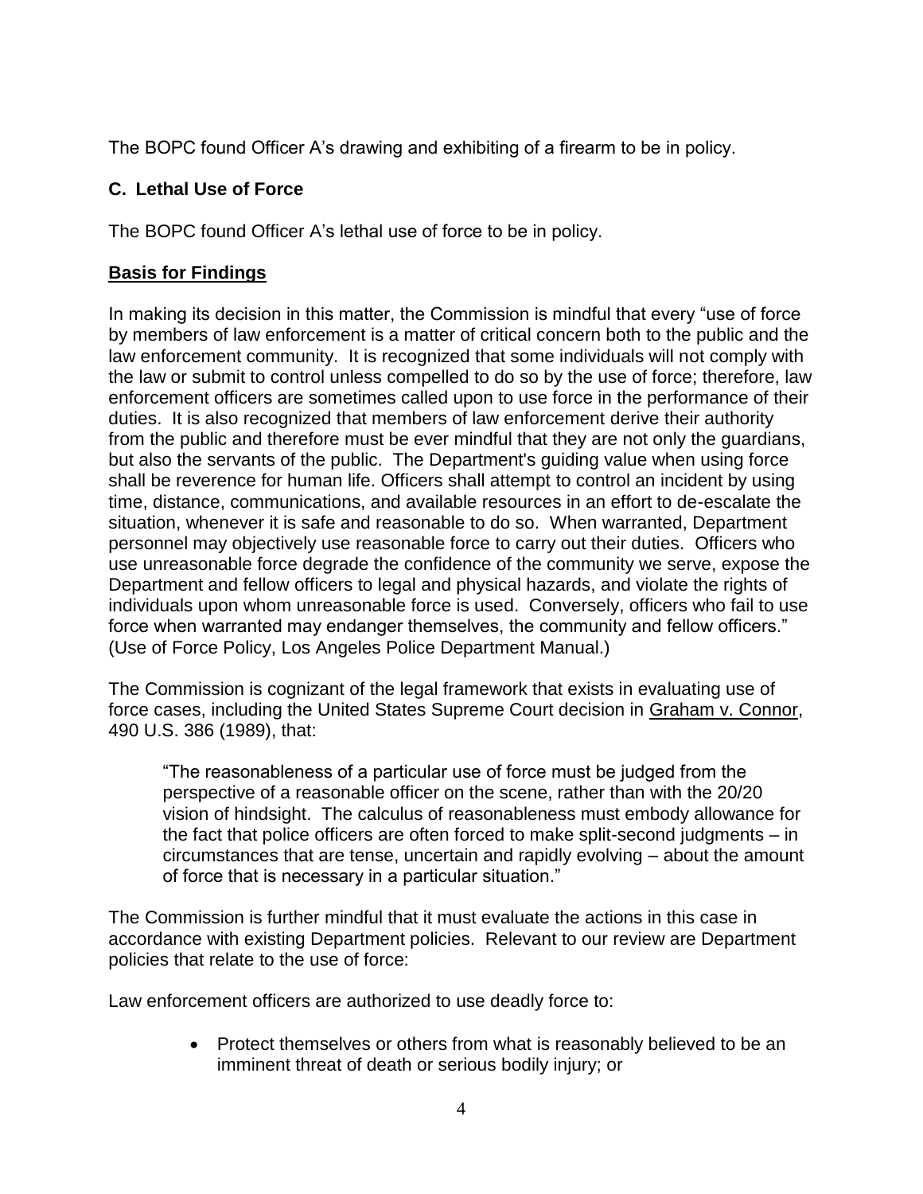The BOPC found Officer A's drawing and exhibiting of a firearm to be in policy.

### C. Lethal Use of Force

The BOPC found Officer A's lethal use of force to be in policy.

### Basis for Findings

In making its decision in this matter, the Commission is mindful that every "use of force by members of law enforcement is a matter of critical concern both to the public and the law enforcement community. It is recognized that some individuals will not comply with the law or submit to control unless compelled to do so by the use of force; therefore, law enforcement officers are sometimes called upon to use force in the performance of their duties. It is also recognized that members of law enforcement derive their authority from the public and therefore must be ever mindful that they are not only the guardians, but also the servants of the public. The Department's guiding value when using force shall be reverence for human life. Officers shall attempt to control an incident by using time, distance, communications, and available resources in an effort to de-escalate the situation, whenever it is safe and reasonable to do so. When warranted, Department personnel may objectively use reasonable force to carry out their duties. Officers who use unreasonable force degrade the confidence of the community we serve, expose the Department and fellow officers to legal and physical hazards, and violate the rights of individuals upon whom unreasonable force is used. Conversely, officers who fail to use force when warranted may endanger themselves, the community and fellow officers." (Use of Force Policy, Los Angeles Police Department Manual.)

The Commission is cognizant of the legal framework that exists in evaluating use of force cases, including the United States Supreme Court decision in Graham v. Connor, 490 U.S. 386 (1989), that:

> "The reasonableness of a particular use of force must be judged from the perspective of a reasonable officer on the scene, rather than with the 20/20 vision of hindsight. The calculus of reasonableness must embody allowance for the fact that police officers are often forced to make split-second judgments – in circumstances that are tense, uncertain and rapidly evolving – about the amount of force that is necessary in a particular situation."

The Commission is further mindful that it must evaluate the actions in this case in accordance with existing Department policies. Relevant to our review are Department policies that relate to the use of force:

Law enforcement officers are authorized to use deadly force to:

- Protect themselves or others from what is reasonably believed to be an imminent threat of death or serious bodily injury; or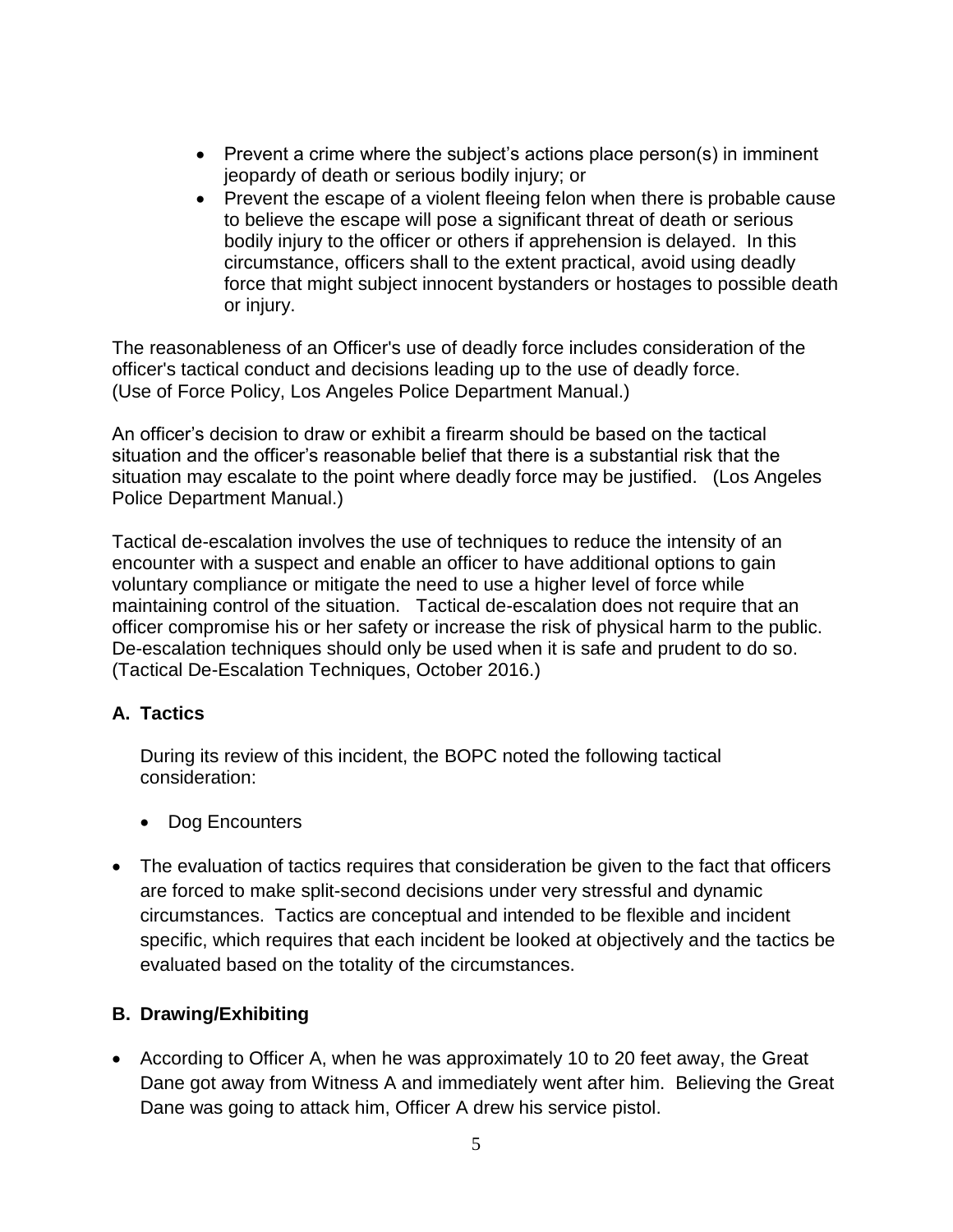- Prevent a crime where the subject's actions place person(s) in imminent jeopardy of death or serious bodily injury; or
- Prevent the escape of a violent fleeing felon when there is probable cause to believe the escape will pose a significant threat of death or serious bodily injury to the officer or others if apprehension is delayed. In this circumstance, officers shall to the extent practical, avoid using deadly force that might subject innocent bystanders or hostages to possible death or injury.

The reasonableness of an Officer's use of deadly force includes consideration of the officer's tactical conduct and decisions leading up to the use of deadly force. (Use of Force Policy, Los Angeles Police Department Manual.)

An officer's decision to draw or exhibit a firearm should be based on the tactical situation and the officer's reasonable belief that there is a substantial risk that the situation may escalate to the point where deadly force may be justified. (Los Angeles Police Department Manual.)

Tactical de-escalation involves the use of techniques to reduce the intensity of an encounter with a suspect and enable an officer to have additional options to gain voluntary compliance or mitigate the need to use a higher level of force while maintaining control of the situation. Tactical de-escalation does not require that an officer compromise his or her safety or increase the risk of physical harm to the public. De-escalation techniques should only be used when it is safe and prudent to do so. (Tactical De-Escalation Techniques, October 2016.)

## A. Tactics

During its review of this incident, the BOPC noted the following tactical consideration:

- Dog Encounters

- The evaluation of tactics requires that consideration be given to the fact that officers are forced to make split-second decisions under very stressful and dynamic circumstances. Tactics are conceptual and intended to be flexible and incident specific, which requires that each incident be looked at objectively and the tactics be evaluated based on the totality of the circumstances.

## B. Drawing/Exhibiting

- According to Officer A, when he was approximately 10 to 20 feet away, the Great Dane got away from Witness A and immediately went after him. Believing the Great Dane was going to attack him, Officer A drew his service pistol.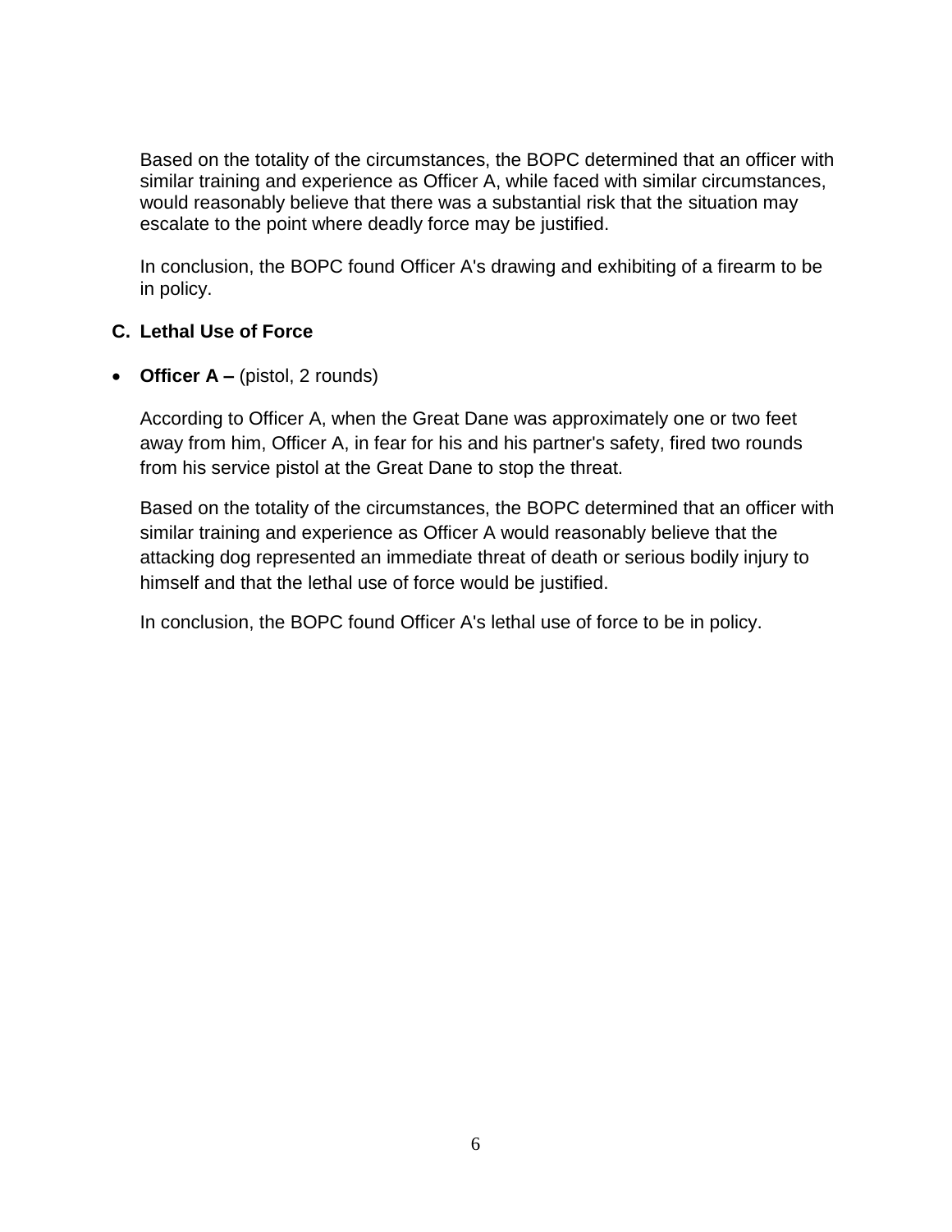Based on the totality of the circumstances, the BOPC determined that an officer with similar training and experience as Officer A, while faced with similar circumstances, would reasonably believe that there was a substantial risk that the situation may escalate to the point where deadly force may be justified.

In conclusion, the BOPC found Officer A's drawing and exhibiting of a firearm to be in policy.

### C. Lethal Use of Force

- **Officer A –** (pistol, 2 rounds)

  According to Officer A, when the Great Dane was approximately one or two feet away from him, Officer A, in fear for his and his partner's safety, fired two rounds from his service pistol at the Great Dane to stop the threat.

  Based on the totality of the circumstances, the BOPC determined that an officer with similar training and experience as Officer A would reasonably believe that the attacking dog represented an immediate threat of death or serious bodily injury to himself and that the lethal use of force would be justified.

  In conclusion, the BOPC found Officer A's lethal use of force to be in policy.